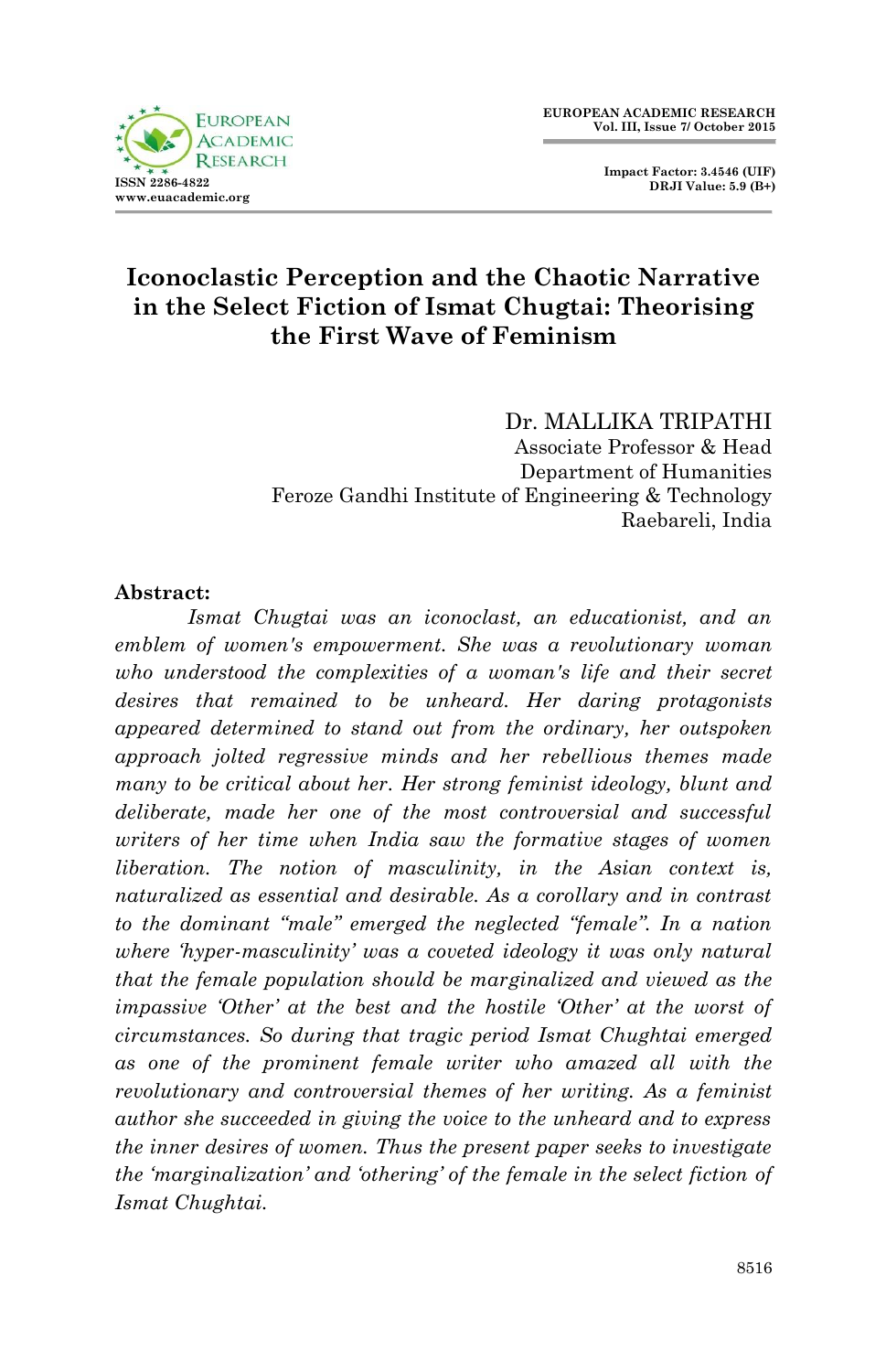# Iconoclastic Perception and the Chaotic Narrative in the Select Fiction of Ismat Chugtai: Theorising the First Wave of Feminism

Dr. MALLIKA TRIPATHI
Associate Professor & Head
Department of Humanities
Feroze Gandhi Institute of Engineering & Technology
Raebareli, India

**Abstract:**

*Ismat Chugtai was an iconoclast, an educationist, and an emblem of women's empowerment. She was a revolutionary woman who understood the complexities of a woman's life and their secret desires that remained to be unheard. Her daring protagonists appeared determined to stand out from the ordinary, her outspoken approach jolted regressive minds and her rebellious themes made many to be critical about her. Her strong feminist ideology, blunt and deliberate, made her one of the most controversial and successful writers of her time when India saw the formative stages of women liberation. The notion of masculinity, in the Asian context is, naturalized as essential and desirable. As a corollary and in contrast to the dominant "male" emerged the neglected "female". In a nation where 'hyper-masculinity' was a coveted ideology it was only natural that the female population should be marginalized and viewed as the impassive 'Other' at the best and the hostile 'Other' at the worst of circumstances. So during that tragic period Ismat Chughtai emerged as one of the prominent female writer who amazed all with the revolutionary and controversial themes of her writing. As a feminist author she succeeded in giving the voice to the unheard and to express the inner desires of women. Thus the present paper seeks to investigate the 'marginalization' and 'othering' of the female in the select fiction of Ismat Chughtai.*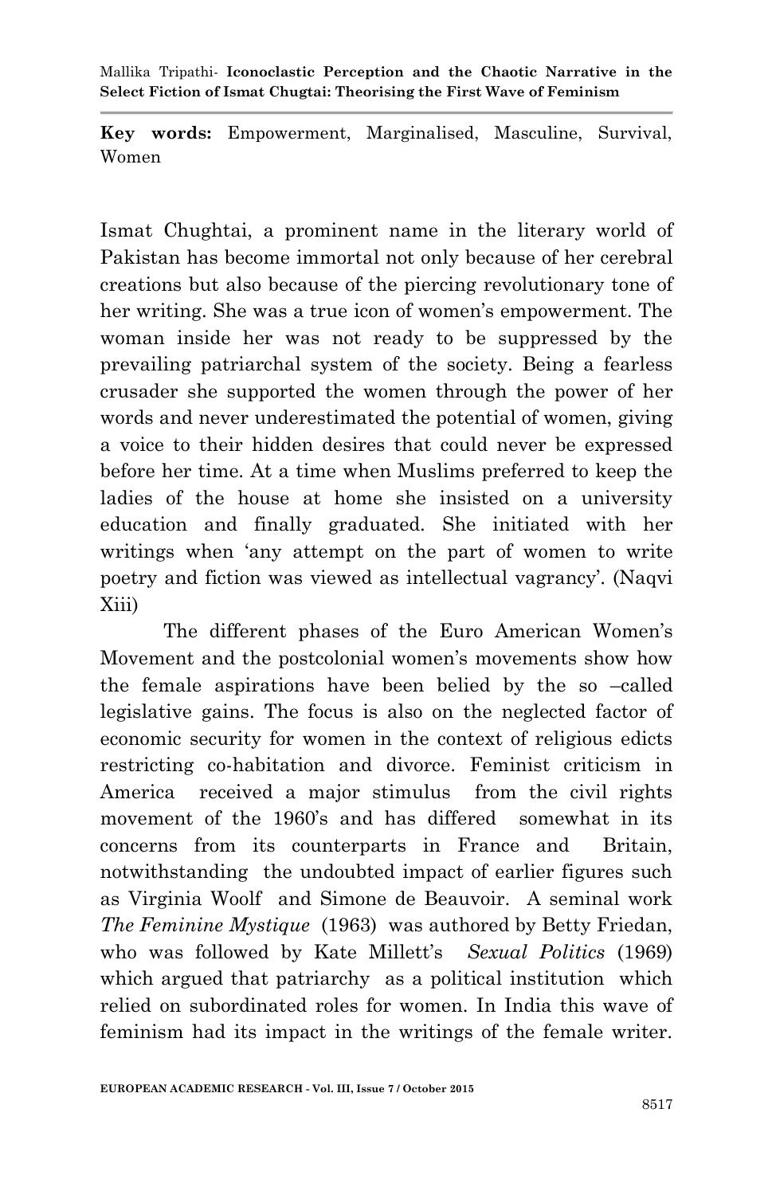**Key words:** Empowerment, Marginalised, Masculine, Survival, Women

Ismat Chughtai, a prominent name in the literary world of Pakistan has become immortal not only because of her cerebral creations but also because of the piercing revolutionary tone of her writing. She was a true icon of women's empowerment. The woman inside her was not ready to be suppressed by the prevailing patriarchal system of the society. Being a fearless crusader she supported the women through the power of her words and never underestimated the potential of women, giving a voice to their hidden desires that could never be expressed before her time. At a time when Muslims preferred to keep the ladies of the house at home she insisted on a university education and finally graduated. She initiated with her writings when 'any attempt on the part of women to write poetry and fiction was viewed as intellectual vagrancy'. (Naqvi Xiii)

The different phases of the Euro American Women's Movement and the postcolonial women's movements show how the female aspirations have been belied by the so –called legislative gains. The focus is also on the neglected factor of economic security for women in the context of religious edicts restricting co-habitation and divorce. Feminist criticism in America received a major stimulus from the civil rights movement of the 1960's and has differed somewhat in its concerns from its counterparts in France and Britain, notwithstanding the undoubted impact of earlier figures such as Virginia Woolf and Simone de Beauvoir. A seminal work *The Feminine Mystique* (1963) was authored by Betty Friedan, who was followed by Kate Millett's *Sexual Politics* (1969) which argued that patriarchy as a political institution which relied on subordinated roles for women. In India this wave of feminism had its impact in the writings of the female writer.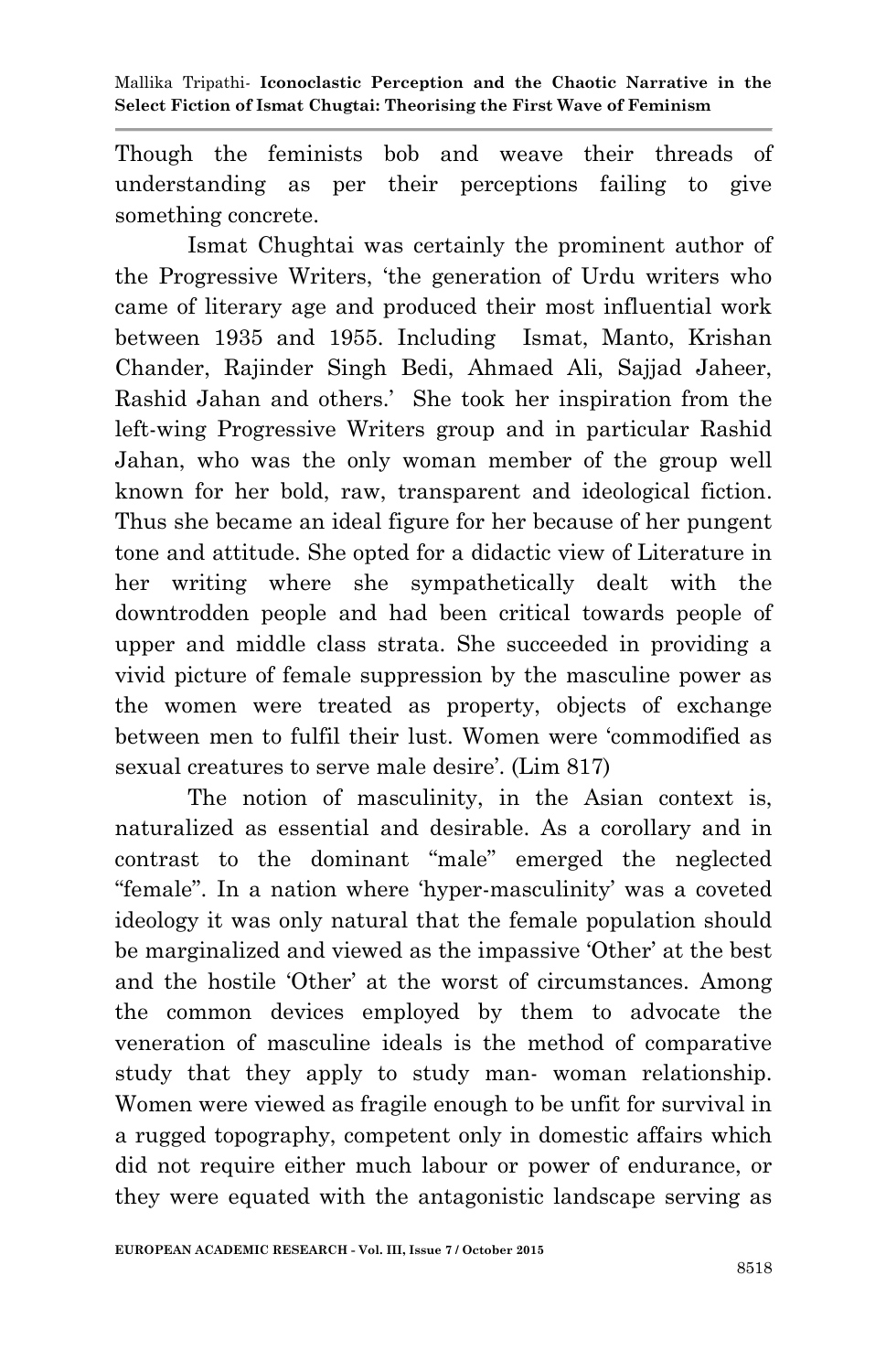Though the feminists bob and weave their threads of understanding as per their perceptions failing to give something concrete.

Ismat Chughtai was certainly the prominent author of the Progressive Writers, 'the generation of Urdu writers who came of literary age and produced their most influential work between 1935 and 1955. Including Ismat, Manto, Krishan Chander, Rajinder Singh Bedi, Ahmaed Ali, Sajjad Jaheer, Rashid Jahan and others.' She took her inspiration from the left-wing Progressive Writers group and in particular Rashid Jahan, who was the only woman member of the group well known for her bold, raw, transparent and ideological fiction. Thus she became an ideal figure for her because of her pungent tone and attitude. She opted for a didactic view of Literature in her writing where she sympathetically dealt with the downtrodden people and had been critical towards people of upper and middle class strata. She succeeded in providing a vivid picture of female suppression by the masculine power as the women were treated as property, objects of exchange between men to fulfil their lust. Women were 'commodified as sexual creatures to serve male desire'. (Lim 817)

The notion of masculinity, in the Asian context is, naturalized as essential and desirable. As a corollary and in contrast to the dominant "male" emerged the neglected "female". In a nation where 'hyper-masculinity' was a coveted ideology it was only natural that the female population should be marginalized and viewed as the impassive 'Other' at the best and the hostile 'Other' at the worst of circumstances. Among the common devices employed by them to advocate the veneration of masculine ideals is the method of comparative study that they apply to study man- woman relationship. Women were viewed as fragile enough to be unfit for survival in a rugged topography, competent only in domestic affairs which did not require either much labour or power of endurance, or they were equated with the antagonistic landscape serving as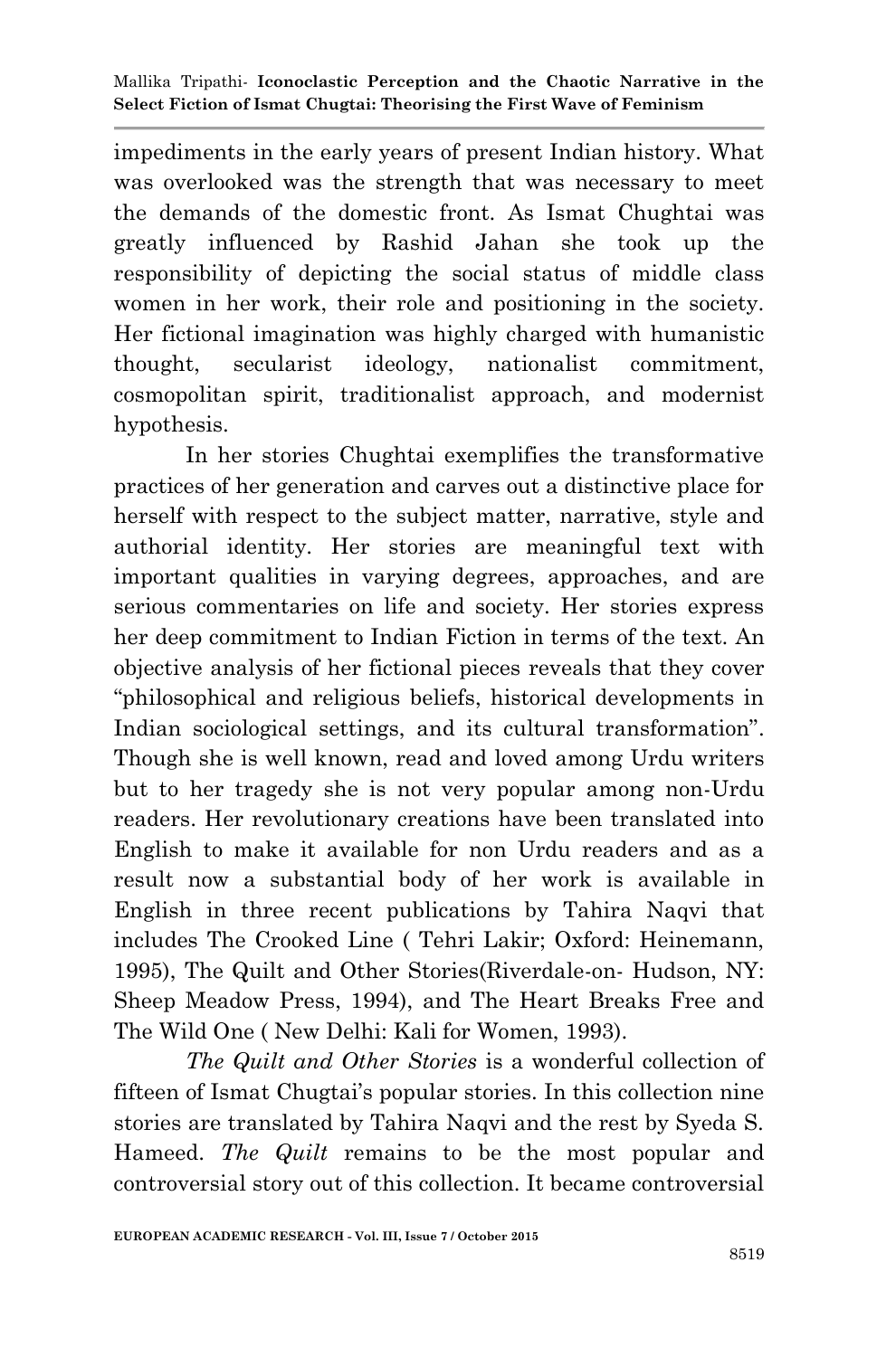impediments in the early years of present Indian history. What was overlooked was the strength that was necessary to meet the demands of the domestic front. As Ismat Chughtai was greatly influenced by Rashid Jahan she took up the responsibility of depicting the social status of middle class women in her work, their role and positioning in the society. Her fictional imagination was highly charged with humanistic thought, secularist ideology, nationalist commitment, cosmopolitan spirit, traditionalist approach, and modernist hypothesis.

In her stories Chughtai exemplifies the transformative practices of her generation and carves out a distinctive place for herself with respect to the subject matter, narrative, style and authorial identity. Her stories are meaningful text with important qualities in varying degrees, approaches, and are serious commentaries on life and society. Her stories express her deep commitment to Indian Fiction in terms of the text. An objective analysis of her fictional pieces reveals that they cover "philosophical and religious beliefs, historical developments in Indian sociological settings, and its cultural transformation". Though she is well known, read and loved among Urdu writers but to her tragedy she is not very popular among non-Urdu readers. Her revolutionary creations have been translated into English to make it available for non Urdu readers and as a result now a substantial body of her work is available in English in three recent publications by Tahira Naqvi that includes The Crooked Line ( Tehri Lakir; Oxford: Heinemann, 1995), The Quilt and Other Stories(Riverdale-on- Hudson, NY: Sheep Meadow Press, 1994), and The Heart Breaks Free and The Wild One ( New Delhi: Kali for Women, 1993).

*The Quilt and Other Stories* is a wonderful collection of fifteen of Ismat Chugtai's popular stories. In this collection nine stories are translated by Tahira Naqvi and the rest by Syeda S. Hameed. *The Quilt* remains to be the most popular and controversial story out of this collection. It became controversial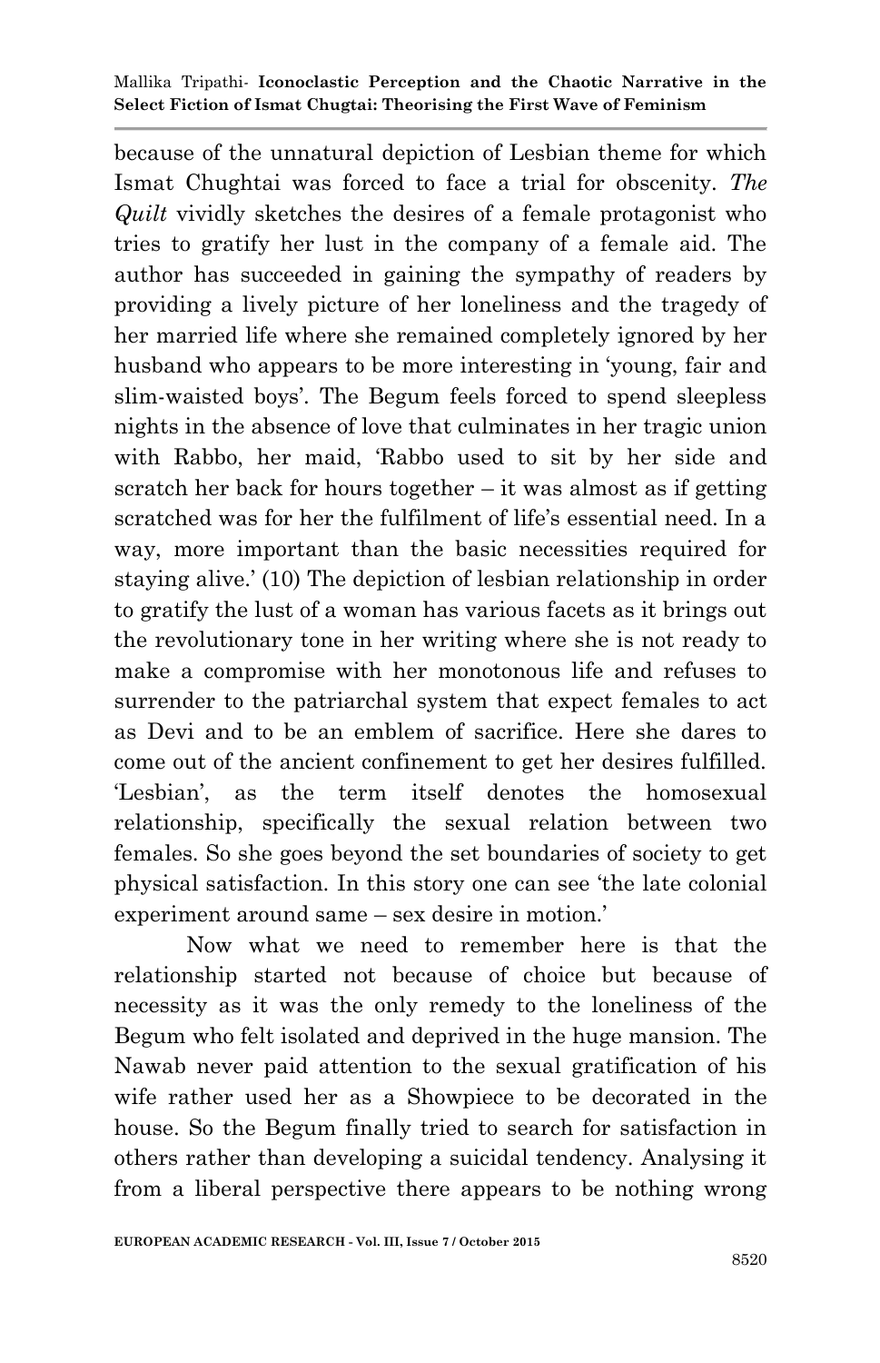because of the unnatural depiction of Lesbian theme for which Ismat Chughtai was forced to face a trial for obscenity. *The Quilt* vividly sketches the desires of a female protagonist who tries to gratify her lust in the company of a female aid. The author has succeeded in gaining the sympathy of readers by providing a lively picture of her loneliness and the tragedy of her married life where she remained completely ignored by her husband who appears to be more interesting in 'young, fair and slim-waisted boys'. The Begum feels forced to spend sleepless nights in the absence of love that culminates in her tragic union with Rabbo, her maid, 'Rabbo used to sit by her side and scratch her back for hours together – it was almost as if getting scratched was for her the fulfilment of life's essential need. In a way, more important than the basic necessities required for staying alive.' (10) The depiction of lesbian relationship in order to gratify the lust of a woman has various facets as it brings out the revolutionary tone in her writing where she is not ready to make a compromise with her monotonous life and refuses to surrender to the patriarchal system that expect females to act as Devi and to be an emblem of sacrifice. Here she dares to come out of the ancient confinement to get her desires fulfilled. 'Lesbian', as the term itself denotes the homosexual relationship, specifically the sexual relation between two females. So she goes beyond the set boundaries of society to get physical satisfaction. In this story one can see 'the late colonial experiment around same – sex desire in motion.'

Now what we need to remember here is that the relationship started not because of choice but because of necessity as it was the only remedy to the loneliness of the Begum who felt isolated and deprived in the huge mansion. The Nawab never paid attention to the sexual gratification of his wife rather used her as a Showpiece to be decorated in the house. So the Begum finally tried to search for satisfaction in others rather than developing a suicidal tendency. Analysing it from a liberal perspective there appears to be nothing wrong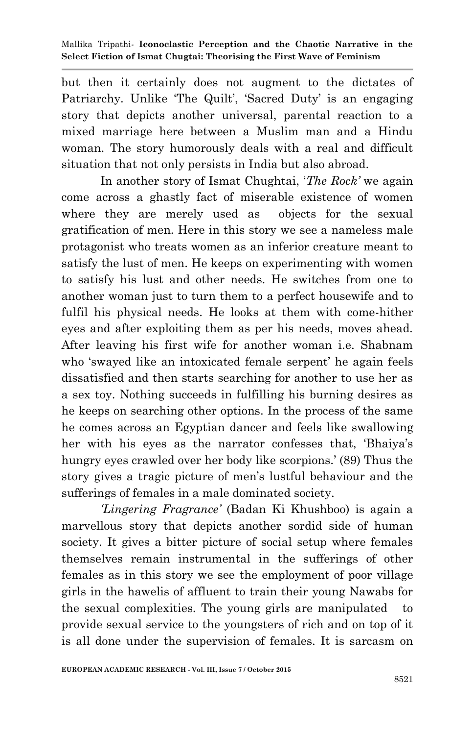but then it certainly does not augment to the dictates of Patriarchy. Unlike 'The Quilt', 'Sacred Duty' is an engaging story that depicts another universal, parental reaction to a mixed marriage here between a Muslim man and a Hindu woman. The story humorously deals with a real and difficult situation that not only persists in India but also abroad.

In another story of Ismat Chughtai, '*The Rock'* we again come across a ghastly fact of miserable existence of women where they are merely used as objects for the sexual gratification of men. Here in this story we see a nameless male protagonist who treats women as an inferior creature meant to satisfy the lust of men. He keeps on experimenting with women to satisfy his lust and other needs. He switches from one to another woman just to turn them to a perfect housewife and to fulfil his physical needs. He looks at them with come-hither eyes and after exploiting them as per his needs, moves ahead. After leaving his first wife for another woman i.e. Shabnam who 'swayed like an intoxicated female serpent' he again feels dissatisfied and then starts searching for another to use her as a sex toy. Nothing succeeds in fulfilling his burning desires as he keeps on searching other options. In the process of the same he comes across an Egyptian dancer and feels like swallowing her with his eyes as the narrator confesses that, 'Bhaiya's hungry eyes crawled over her body like scorpions.' (89) Thus the story gives a tragic picture of men's lustful behaviour and the sufferings of females in a male dominated society.

*'Lingering Fragrance'* (Badan Ki Khushboo) is again a marvellous story that depicts another sordid side of human society. It gives a bitter picture of social setup where females themselves remain instrumental in the sufferings of other females as in this story we see the employment of poor village girls in the hawelis of affluent to train their young Nawabs for the sexual complexities. The young girls are manipulated to provide sexual service to the youngsters of rich and on top of it is all done under the supervision of females. It is sarcasm on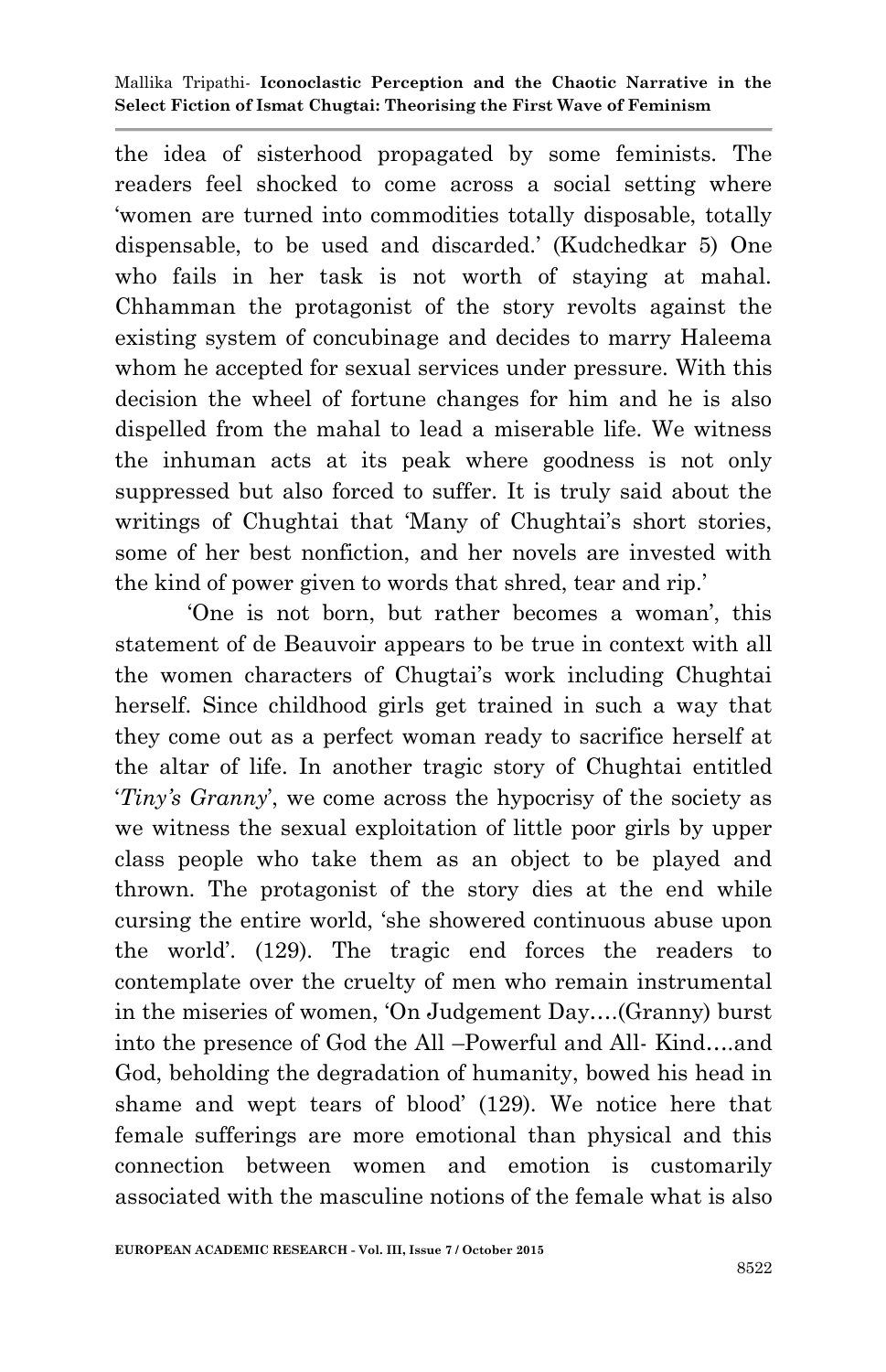the idea of sisterhood propagated by some feminists. The readers feel shocked to come across a social setting where 'women are turned into commodities totally disposable, totally dispensable, to be used and discarded.' (Kudchedkar 5) One who fails in her task is not worth of staying at mahal. Chhamman the protagonist of the story revolts against the existing system of concubinage and decides to marry Haleema whom he accepted for sexual services under pressure. With this decision the wheel of fortune changes for him and he is also dispelled from the mahal to lead a miserable life. We witness the inhuman acts at its peak where goodness is not only suppressed but also forced to suffer. It is truly said about the writings of Chughtai that 'Many of Chughtai's short stories, some of her best nonfiction, and her novels are invested with the kind of power given to words that shred, tear and rip.'

'One is not born, but rather becomes a woman', this statement of de Beauvoir appears to be true in context with all the women characters of Chugtai's work including Chughtai herself. Since childhood girls get trained in such a way that they come out as a perfect woman ready to sacrifice herself at the altar of life. In another tragic story of Chughtai entitled '*Tiny's Granny*', we come across the hypocrisy of the society as we witness the sexual exploitation of little poor girls by upper class people who take them as an object to be played and thrown. The protagonist of the story dies at the end while cursing the entire world, 'she showered continuous abuse upon the world'. (129). The tragic end forces the readers to contemplate over the cruelty of men who remain instrumental in the miseries of women, 'On Judgement Day….(Granny) burst into the presence of God the All –Powerful and All- Kind….and God, beholding the degradation of humanity, bowed his head in shame and wept tears of blood' (129). We notice here that female sufferings are more emotional than physical and this connection between women and emotion is customarily associated with the masculine notions of the female what is also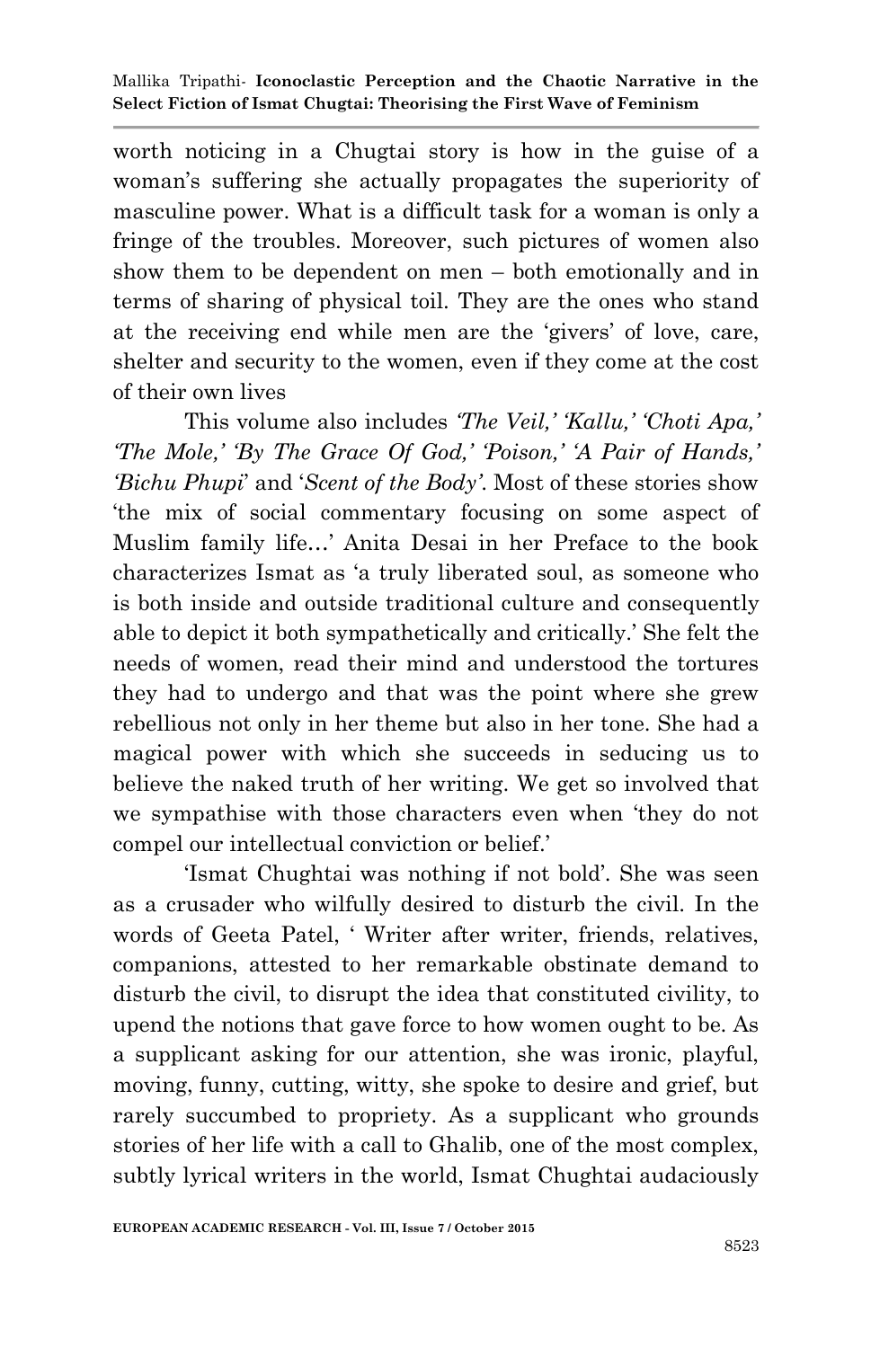worth noticing in a Chugtai story is how in the guise of a woman's suffering she actually propagates the superiority of masculine power. What is a difficult task for a woman is only a fringe of the troubles. Moreover, such pictures of women also show them to be dependent on men – both emotionally and in terms of sharing of physical toil. They are the ones who stand at the receiving end while men are the 'givers' of love, care, shelter and security to the women, even if they come at the cost of their own lives

This volume also includes *'The Veil,' 'Kallu,' 'Choti Apa,' 'The Mole,' 'By The Grace Of God,' 'Poison,' 'A Pair of Hands,' 'Bichu Phupi*' and '*Scent of the Body'*. Most of these stories show 'the mix of social commentary focusing on some aspect of Muslim family life…' Anita Desai in her Preface to the book characterizes Ismat as 'a truly liberated soul, as someone who is both inside and outside traditional culture and consequently able to depict it both sympathetically and critically.' She felt the needs of women, read their mind and understood the tortures they had to undergo and that was the point where she grew rebellious not only in her theme but also in her tone. She had a magical power with which she succeeds in seducing us to believe the naked truth of her writing. We get so involved that we sympathise with those characters even when 'they do not compel our intellectual conviction or belief.'

'Ismat Chughtai was nothing if not bold'. She was seen as a crusader who wilfully desired to disturb the civil. In the words of Geeta Patel, ' Writer after writer, friends, relatives, companions, attested to her remarkable obstinate demand to disturb the civil, to disrupt the idea that constituted civility, to upend the notions that gave force to how women ought to be. As a supplicant asking for our attention, she was ironic, playful, moving, funny, cutting, witty, she spoke to desire and grief, but rarely succumbed to propriety. As a supplicant who grounds stories of her life with a call to Ghalib, one of the most complex, subtly lyrical writers in the world, Ismat Chughtai audaciously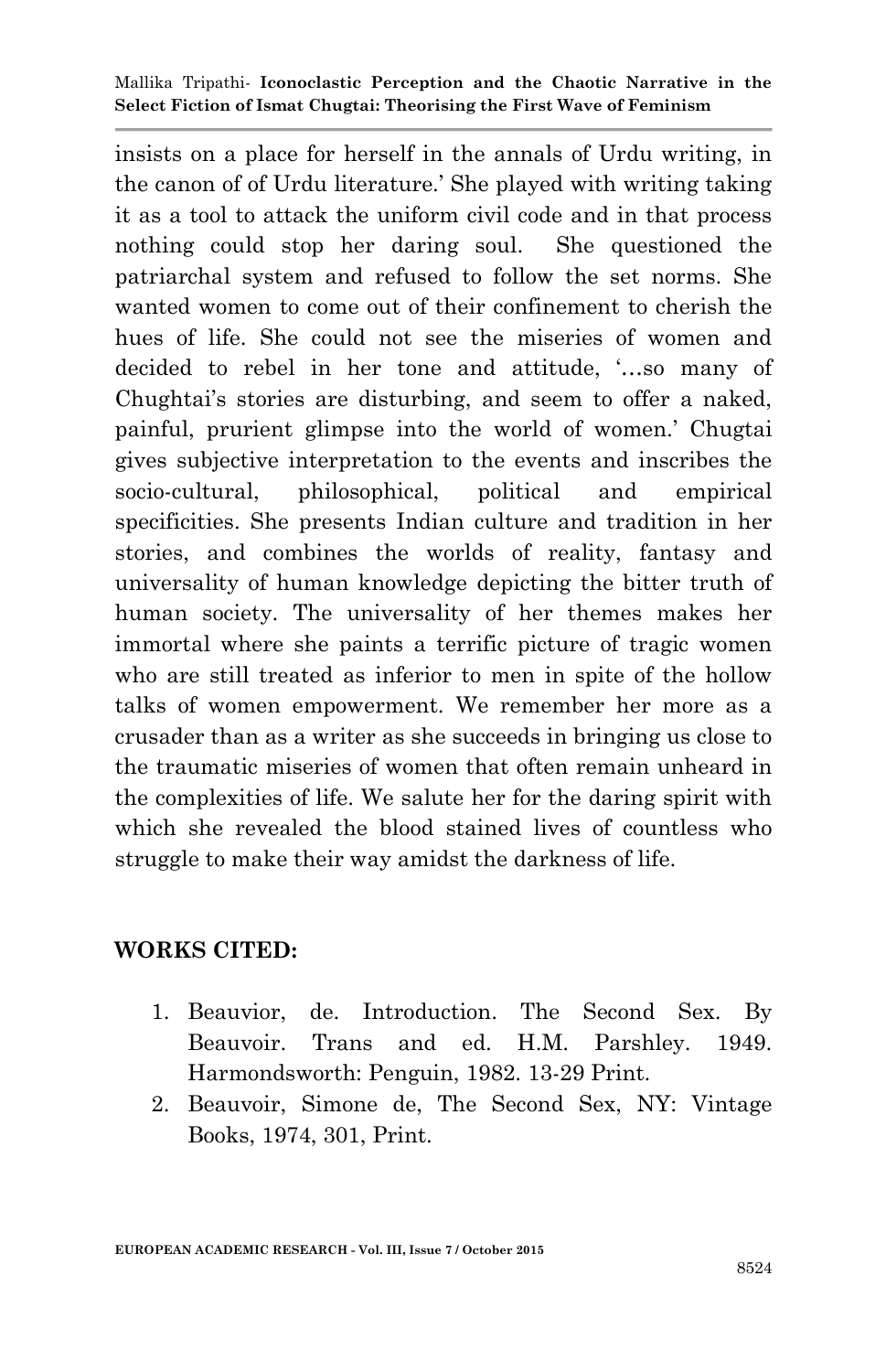insists on a place for herself in the annals of Urdu writing, in the canon of of Urdu literature.' She played with writing taking it as a tool to attack the uniform civil code and in that process nothing could stop her daring soul. She questioned the patriarchal system and refused to follow the set norms. She wanted women to come out of their confinement to cherish the hues of life. She could not see the miseries of women and decided to rebel in her tone and attitude, '…so many of Chughtai's stories are disturbing, and seem to offer a naked, painful, prurient glimpse into the world of women.' Chugtai gives subjective interpretation to the events and inscribes the socio-cultural, philosophical, political and empirical specificities. She presents Indian culture and tradition in her stories, and combines the worlds of reality, fantasy and universality of human knowledge depicting the bitter truth of human society. The universality of her themes makes her immortal where she paints a terrific picture of tragic women who are still treated as inferior to men in spite of the hollow talks of women empowerment. We remember her more as a crusader than as a writer as she succeeds in bringing us close to the traumatic miseries of women that often remain unheard in the complexities of life. We salute her for the daring spirit with which she revealed the blood stained lives of countless who struggle to make their way amidst the darkness of life.

## WORKS CITED:

1. Beauvior, de. Introduction. The Second Sex. By Beauvoir. Trans and ed. H.M. Parshley. 1949. Harmondsworth: Penguin, 1982. 13-29 Print.
2. Beauvoir, Simone de, The Second Sex, NY: Vintage Books, 1974, 301, Print.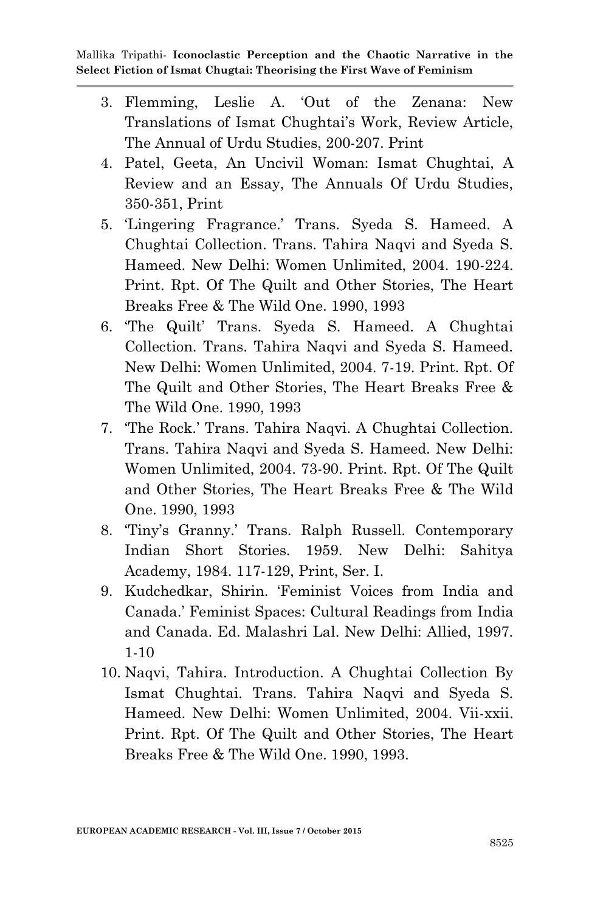3. Flemming, Leslie A. 'Out of the Zenana: New Translations of Ismat Chughtai's Work, Review Article, The Annual of Urdu Studies, 200-207. Print
4. Patel, Geeta, An Uncivil Woman: Ismat Chughtai, A Review and an Essay, The Annuals Of Urdu Studies, 350-351, Print
5. 'Lingering Fragrance.' Trans. Syeda S. Hameed. A Chughtai Collection. Trans. Tahira Naqvi and Syeda S. Hameed. New Delhi: Women Unlimited, 2004. 190-224. Print. Rpt. Of The Quilt and Other Stories, The Heart Breaks Free & The Wild One. 1990, 1993
6. 'The Quilt' Trans. Syeda S. Hameed. A Chughtai Collection. Trans. Tahira Naqvi and Syeda S. Hameed. New Delhi: Women Unlimited, 2004. 7-19. Print. Rpt. Of The Quilt and Other Stories, The Heart Breaks Free & The Wild One. 1990, 1993
7. 'The Rock.' Trans. Tahira Naqvi. A Chughtai Collection. Trans. Tahira Naqvi and Syeda S. Hameed. New Delhi: Women Unlimited, 2004. 73-90. Print. Rpt. Of The Quilt and Other Stories, The Heart Breaks Free & The Wild One. 1990, 1993
8. 'Tiny's Granny.' Trans. Ralph Russell. Contemporary Indian Short Stories. 1959. New Delhi: Sahitya Academy, 1984. 117-129, Print, Ser. I.
9. Kudchedkar, Shirin. 'Feminist Voices from India and Canada.' Feminist Spaces: Cultural Readings from India and Canada. Ed. Malashri Lal. New Delhi: Allied, 1997. 1-10
10. Naqvi, Tahira. Introduction. A Chughtai Collection By Ismat Chughtai. Trans. Tahira Naqvi and Syeda S. Hameed. New Delhi: Women Unlimited, 2004. Vii-xxii. Print. Rpt. Of The Quilt and Other Stories, The Heart Breaks Free & The Wild One. 1990, 1993.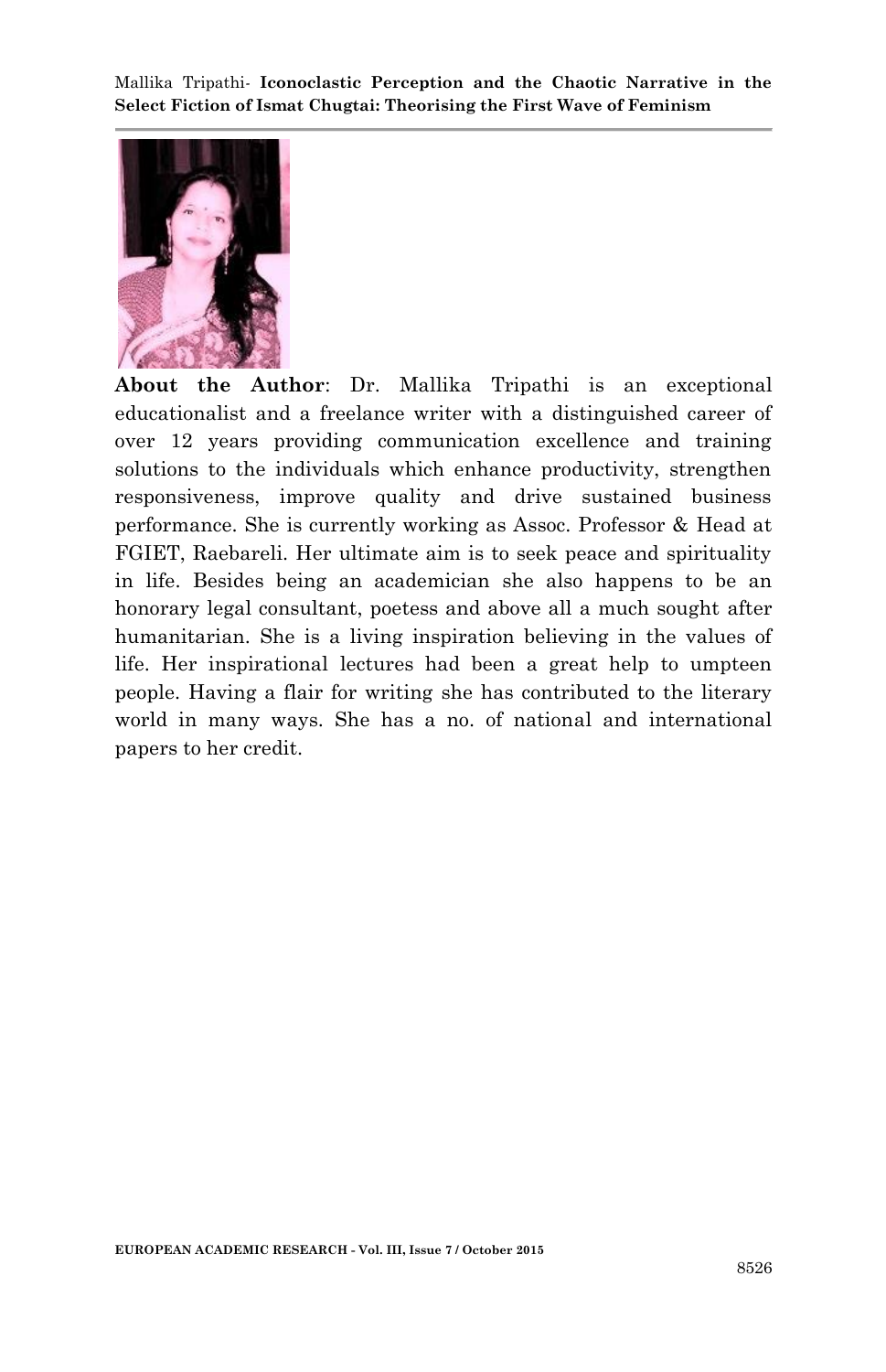**About the Author**: Dr. Mallika Tripathi is an exceptional educationalist and a freelance writer with a distinguished career of over 12 years providing communication excellence and training solutions to the individuals which enhance productivity, strengthen responsiveness, improve quality and drive sustained business performance. She is currently working as Assoc. Professor & Head at FGIET, Raebareli. Her ultimate aim is to seek peace and spirituality in life. Besides being an academician she also happens to be an honorary legal consultant, poetess and above all a much sought after humanitarian. She is a living inspiration believing in the values of life. Her inspirational lectures had been a great help to umpteen people. Having a flair for writing she has contributed to the literary world in many ways. She has a no. of national and international papers to her credit.